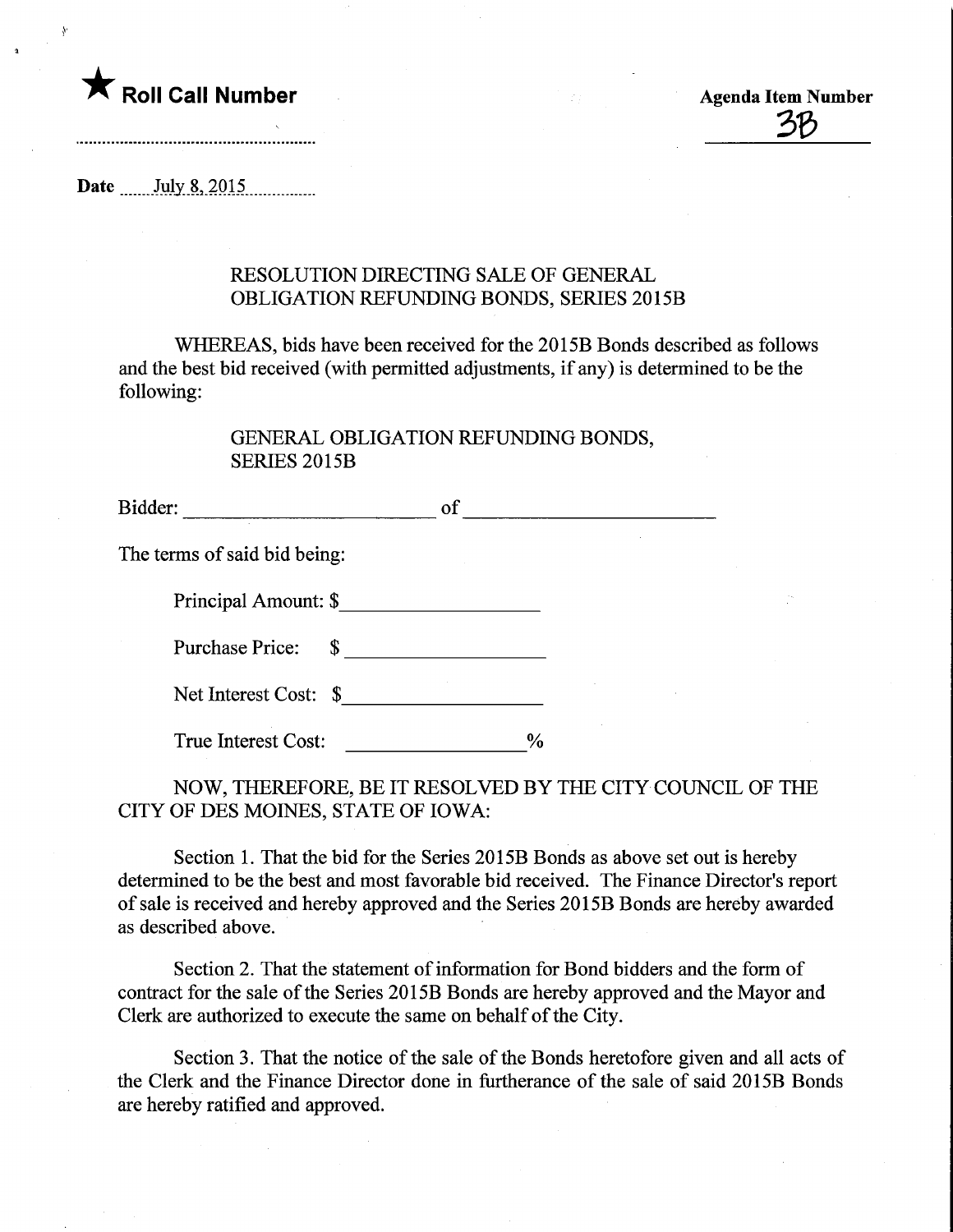★ **Roll Call Number**

**Agenda Item Number**
3B

**Date** July 8, 2015

## RESOLUTION DIRECTING SALE OF GENERAL OBLIGATION REFUNDING BONDS, SERIES 2015B

WHEREAS, bids have been received for the 2015B Bonds described as follows and the best bid received (with permitted adjustments, if any) is determined to be the following:

GENERAL OBLIGATION REFUNDING BONDS, SERIES 2015B

Bidder: ________________________ of ________________________

The terms of said bid being:

Principal Amount: $ ___________________

Purchase Price: $ ___________________

Net Interest Cost: $ ___________________

True Interest Cost: _________________ %

NOW, THEREFORE, BE IT RESOLVED BY THE CITY COUNCIL OF THE CITY OF DES MOINES, STATE OF IOWA:

Section 1. That the bid for the Series 2015B Bonds as above set out is hereby determined to be the best and most favorable bid received. The Finance Director's report of sale is received and hereby approved and the Series 2015B Bonds are hereby awarded as described above.

Section 2. That the statement of information for Bond bidders and the form of contract for the sale of the Series 2015B Bonds are hereby approved and the Mayor and Clerk are authorized to execute the same on behalf of the City.

Section 3. That the notice of the sale of the Bonds heretofore given and all acts of the Clerk and the Finance Director done in furtherance of the sale of said 2015B Bonds are hereby ratified and approved.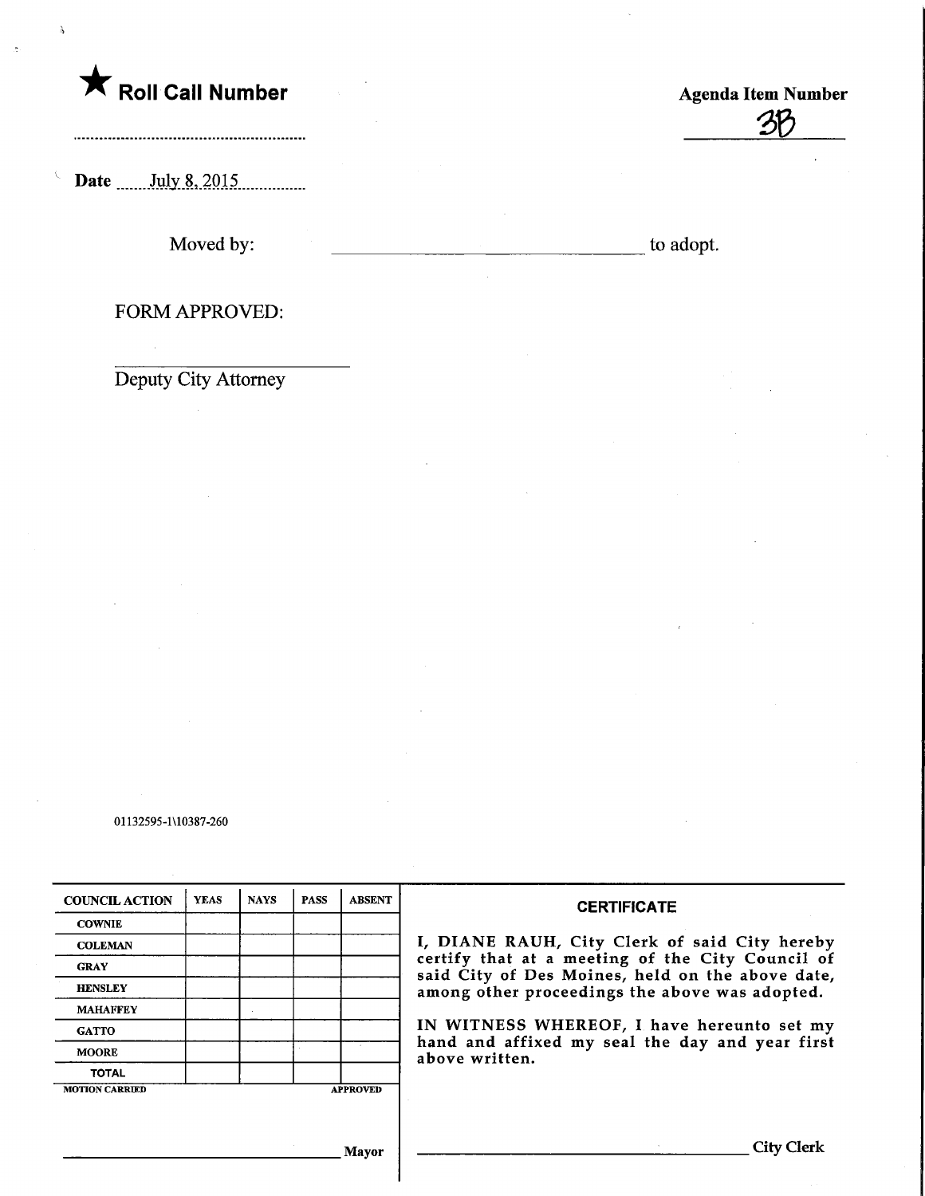★ **Roll Call Number**

**Agenda Item Number**

3B

**Date** July 8, 2015

Moved by: ______________________ to adopt.

FORM APPROVED:

______________________

Deputy City Attorney

01132595-1\10387-260

| COUNCIL ACTION | YEAS | NAYS | PASS | ABSENT |
|---|---|---|---|---|
| COWNIE | | | | |
| COLEMAN | | | | |
| GRAY | | | | |
| HENSLEY | | | | |
| MAHAFFEY | | | | |
| GATTO | | | | |
| MOORE | | | | |
| TOTAL | | | | |

MOTION CARRIED APPROVED

______________________ Mayor

**CERTIFICATE**

I, DIANE RAUH, City Clerk of said City hereby certify that at a meeting of the City Council of said City of Des Moines, held on the above date, among other proceedings the above was adopted.

IN WITNESS WHEREOF, I have hereunto set my hand and affixed my seal the day and year first above written.

______________________ City Clerk